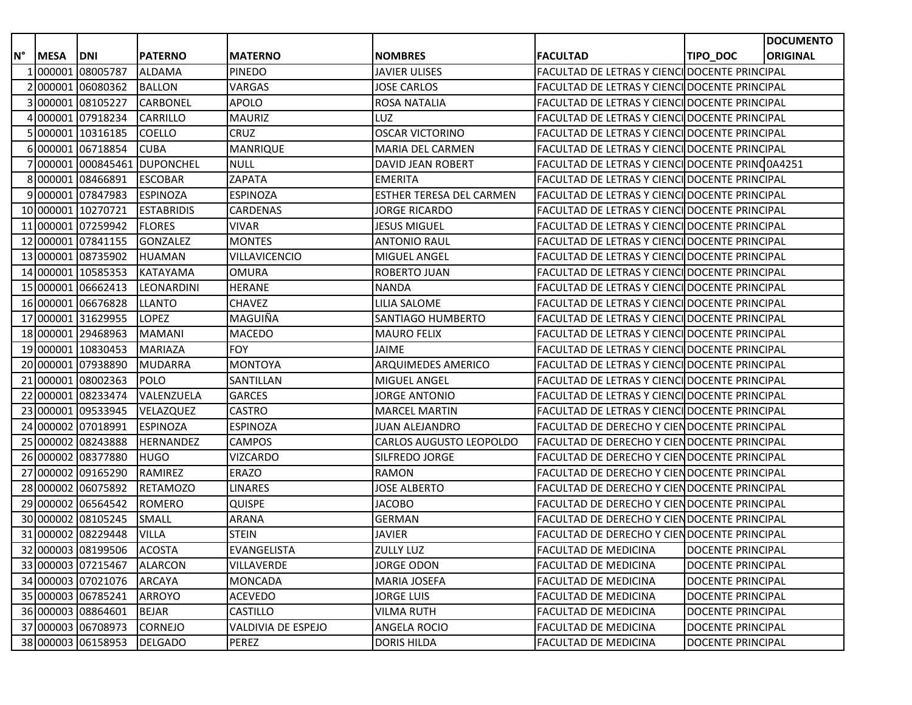| N° | MESA | DNI | PATERNO | MATERNO | NOMBRES | FACULTAD | TIPO_DOC | DOCUMENTO ORIGINAL |
|---|---|---|---|---|---|---|---|---|
| 1 | 000001 | 08005787 | ALDAMA | PINEDO | JAVIER ULISES | FACULTAD DE LETRAS Y CIENCI | DOCENTE PRINCIPAL | |
| 2 | 000001 | 06080362 | BALLON | VARGAS | JOSE CARLOS | FACULTAD DE LETRAS Y CIENCI | DOCENTE PRINCIPAL | |
| 3 | 000001 | 08105227 | CARBONEL | APOLO | ROSA NATALIA | FACULTAD DE LETRAS Y CIENCI | DOCENTE PRINCIPAL | |
| 4 | 000001 | 07918234 | CARRILLO | MAURIZ | LUZ | FACULTAD DE LETRAS Y CIENCI | DOCENTE PRINCIPAL | |
| 5 | 000001 | 10316185 | COELLO | CRUZ | OSCAR VICTORINO | FACULTAD DE LETRAS Y CIENCI | DOCENTE PRINCIPAL | |
| 6 | 000001 | 06718854 | CUBA | MANRIQUE | MARIA DEL CARMEN | FACULTAD DE LETRAS Y CIENCI | DOCENTE PRINCIPAL | |
| 7 | 000001 | 000845461 | DUPONCHEL | NULL | DAVID JEAN ROBERT | FACULTAD DE LETRAS Y CIENCI | DOCENTE PRINC | 0A4251 |
| 8 | 000001 | 08466891 | ESCOBAR | ZAPATA | EMERITA | FACULTAD DE LETRAS Y CIENCI | DOCENTE PRINCIPAL | |
| 9 | 000001 | 07847983 | ESPINOZA | ESPINOZA | ESTHER TERESA DEL CARMEN | FACULTAD DE LETRAS Y CIENCI | DOCENTE PRINCIPAL | |
| 10 | 000001 | 10270721 | ESTABRIDIS | CARDENAS | JORGE RICARDO | FACULTAD DE LETRAS Y CIENCI | DOCENTE PRINCIPAL | |
| 11 | 000001 | 07259942 | FLORES | VIVAR | JESUS MIGUEL | FACULTAD DE LETRAS Y CIENCI | DOCENTE PRINCIPAL | |
| 12 | 000001 | 07841155 | GONZALEZ | MONTES | ANTONIO RAUL | FACULTAD DE LETRAS Y CIENCI | DOCENTE PRINCIPAL | |
| 13 | 000001 | 08735902 | HUAMAN | VILLAVICENCIO | MIGUEL ANGEL | FACULTAD DE LETRAS Y CIENCI | DOCENTE PRINCIPAL | |
| 14 | 000001 | 10585353 | KATAYAMA | OMURA | ROBERTO JUAN | FACULTAD DE LETRAS Y CIENCI | DOCENTE PRINCIPAL | |
| 15 | 000001 | 06662413 | LEONARDINI | HERANE | NANDA | FACULTAD DE LETRAS Y CIENCI | DOCENTE PRINCIPAL | |
| 16 | 000001 | 06676828 | LLANTO | CHAVEZ | LILIA SALOME | FACULTAD DE LETRAS Y CIENCI | DOCENTE PRINCIPAL | |
| 17 | 000001 | 31629955 | LOPEZ | MAGUIÑA | SANTIAGO HUMBERTO | FACULTAD DE LETRAS Y CIENCI | DOCENTE PRINCIPAL | |
| 18 | 000001 | 29468963 | MAMANI | MACEDO | MAURO FELIX | FACULTAD DE LETRAS Y CIENCI | DOCENTE PRINCIPAL | |
| 19 | 000001 | 10830453 | MARIAZA | FOY | JAIME | FACULTAD DE LETRAS Y CIENCI | DOCENTE PRINCIPAL | |
| 20 | 000001 | 07938890 | MUDARRA | MONTOYA | ARQUIMEDES AMERICO | FACULTAD DE LETRAS Y CIENCI | DOCENTE PRINCIPAL | |
| 21 | 000001 | 08002363 | POLO | SANTILLAN | MIGUEL ANGEL | FACULTAD DE LETRAS Y CIENCI | DOCENTE PRINCIPAL | |
| 22 | 000001 | 08233474 | VALENZUELA | GARCES | JORGE ANTONIO | FACULTAD DE LETRAS Y CIENCI | DOCENTE PRINCIPAL | |
| 23 | 000001 | 09533945 | VELAZQUEZ | CASTRO | MARCEL MARTIN | FACULTAD DE LETRAS Y CIENCI | DOCENTE PRINCIPAL | |
| 24 | 000002 | 07018991 | ESPINOZA | ESPINOZA | JUAN ALEJANDRO | FACULTAD DE DERECHO Y CIEN | DOCENTE PRINCIPAL | |
| 25 | 000002 | 08243888 | HERNANDEZ | CAMPOS | CARLOS AUGUSTO LEOPOLDO | FACULTAD DE DERECHO Y CIEN | DOCENTE PRINCIPAL | |
| 26 | 000002 | 08377880 | HUGO | VIZCARDO | SILFREDO JORGE | FACULTAD DE DERECHO Y CIEN | DOCENTE PRINCIPAL | |
| 27 | 000002 | 09165290 | RAMIREZ | ERAZO | RAMON | FACULTAD DE DERECHO Y CIEN | DOCENTE PRINCIPAL | |
| 28 | 000002 | 06075892 | RETAMOZO | LINARES | JOSE ALBERTO | FACULTAD DE DERECHO Y CIEN | DOCENTE PRINCIPAL | |
| 29 | 000002 | 06564542 | ROMERO | QUISPE | JACOBO | FACULTAD DE DERECHO Y CIEN | DOCENTE PRINCIPAL | |
| 30 | 000002 | 08105245 | SMALL | ARANA | GERMAN | FACULTAD DE DERECHO Y CIEN | DOCENTE PRINCIPAL | |
| 31 | 000002 | 08229448 | VILLA | STEIN | JAVIER | FACULTAD DE DERECHO Y CIEN | DOCENTE PRINCIPAL | |
| 32 | 000003 | 08199506 | ACOSTA | EVANGELISTA | ZULLY LUZ | FACULTAD DE MEDICINA | DOCENTE PRINCIPAL | |
| 33 | 000003 | 07215467 | ALARCON | VILLAVERDE | JORGE ODON | FACULTAD DE MEDICINA | DOCENTE PRINCIPAL | |
| 34 | 000003 | 07021076 | ARCAYA | MONCADA | MARIA JOSEFA | FACULTAD DE MEDICINA | DOCENTE PRINCIPAL | |
| 35 | 000003 | 06785241 | ARROYO | ACEVEDO | JORGE LUIS | FACULTAD DE MEDICINA | DOCENTE PRINCIPAL | |
| 36 | 000003 | 08864601 | BEJAR | CASTILLO | VILMA RUTH | FACULTAD DE MEDICINA | DOCENTE PRINCIPAL | |
| 37 | 000003 | 06708973 | CORNEJO | VALDIVIA DE ESPEJO | ANGELA ROCIO | FACULTAD DE MEDICINA | DOCENTE PRINCIPAL | |
| 38 | 000003 | 06158953 | DELGADO | PEREZ | DORIS HILDA | FACULTAD DE MEDICINA | DOCENTE PRINCIPAL | |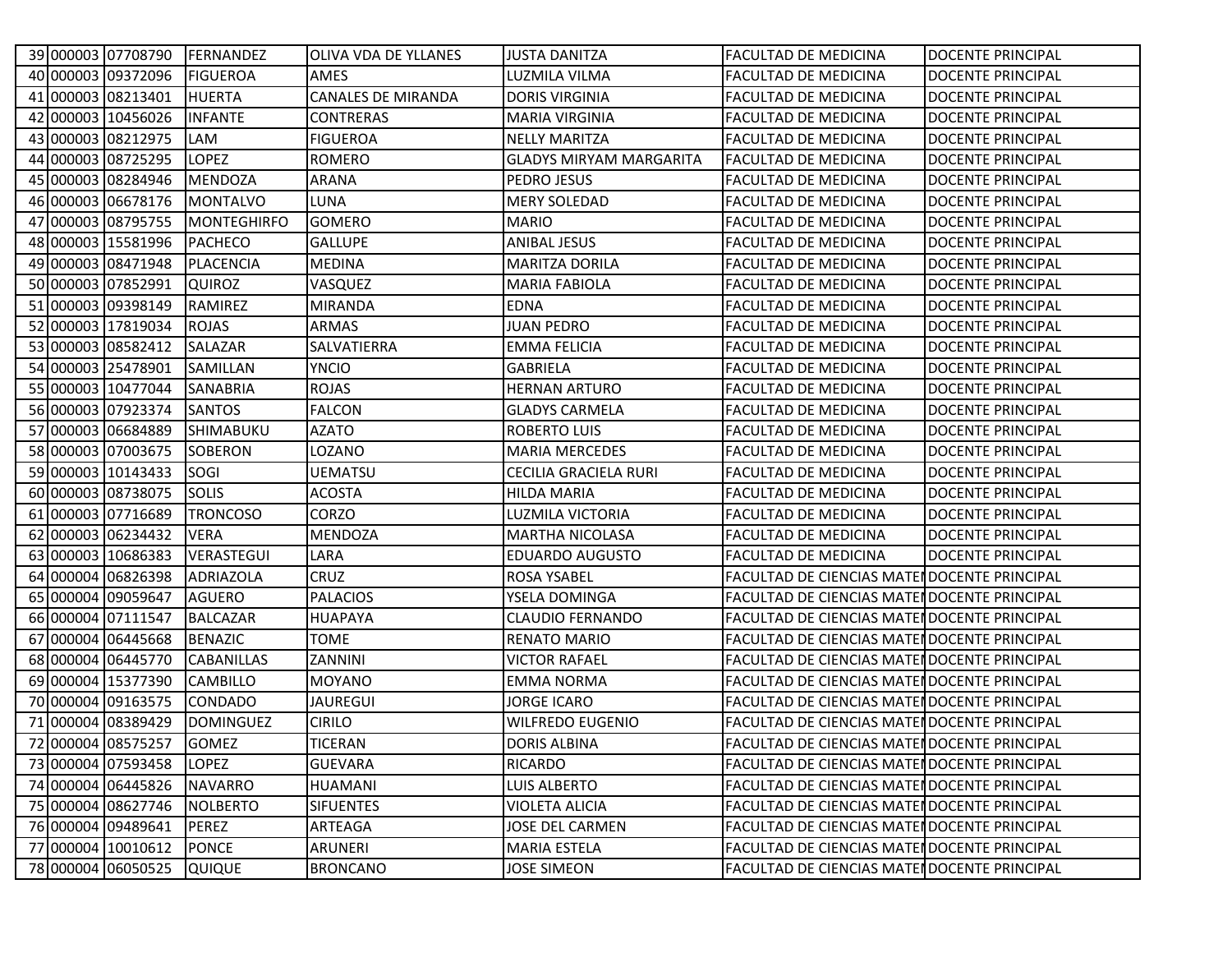| | | | | | | | |
|---|---|---|---|---|---|---|---|
| 39 | 000003 | 07708790 | FERNANDEZ | OLIVA VDA DE YLLANES | JUSTA DANITZA | FACULTAD DE MEDICINA | DOCENTE PRINCIPAL |
| 40 | 000003 | 09372096 | FIGUEROA | AMES | LUZMILA VILMA | FACULTAD DE MEDICINA | DOCENTE PRINCIPAL |
| 41 | 000003 | 08213401 | HUERTA | CANALES DE MIRANDA | DORIS VIRGINIA | FACULTAD DE MEDICINA | DOCENTE PRINCIPAL |
| 42 | 000003 | 10456026 | INFANTE | CONTRERAS | MARIA VIRGINIA | FACULTAD DE MEDICINA | DOCENTE PRINCIPAL |
| 43 | 000003 | 08212975 | LAM | FIGUEROA | NELLY MARITZA | FACULTAD DE MEDICINA | DOCENTE PRINCIPAL |
| 44 | 000003 | 08725295 | LOPEZ | ROMERO | GLADYS MIRYAM MARGARITA | FACULTAD DE MEDICINA | DOCENTE PRINCIPAL |
| 45 | 000003 | 08284946 | MENDOZA | ARANA | PEDRO JESUS | FACULTAD DE MEDICINA | DOCENTE PRINCIPAL |
| 46 | 000003 | 06678176 | MONTALVO | LUNA | MERY SOLEDAD | FACULTAD DE MEDICINA | DOCENTE PRINCIPAL |
| 47 | 000003 | 08795755 | MONTEGHIRFO | GOMERO | MARIO | FACULTAD DE MEDICINA | DOCENTE PRINCIPAL |
| 48 | 000003 | 15581996 | PACHECO | GALLUPE | ANIBAL JESUS | FACULTAD DE MEDICINA | DOCENTE PRINCIPAL |
| 49 | 000003 | 08471948 | PLACENCIA | MEDINA | MARITZA DORILA | FACULTAD DE MEDICINA | DOCENTE PRINCIPAL |
| 50 | 000003 | 07852991 | QUIROZ | VASQUEZ | MARIA FABIOLA | FACULTAD DE MEDICINA | DOCENTE PRINCIPAL |
| 51 | 000003 | 09398149 | RAMIREZ | MIRANDA | EDNA | FACULTAD DE MEDICINA | DOCENTE PRINCIPAL |
| 52 | 000003 | 17819034 | ROJAS | ARMAS | JUAN PEDRO | FACULTAD DE MEDICINA | DOCENTE PRINCIPAL |
| 53 | 000003 | 08582412 | SALAZAR | SALVATIERRA | EMMA FELICIA | FACULTAD DE MEDICINA | DOCENTE PRINCIPAL |
| 54 | 000003 | 25478901 | SAMILLAN | YNCIO | GABRIELA | FACULTAD DE MEDICINA | DOCENTE PRINCIPAL |
| 55 | 000003 | 10477044 | SANABRIA | ROJAS | HERNAN ARTURO | FACULTAD DE MEDICINA | DOCENTE PRINCIPAL |
| 56 | 000003 | 07923374 | SANTOS | FALCON | GLADYS CARMELA | FACULTAD DE MEDICINA | DOCENTE PRINCIPAL |
| 57 | 000003 | 06684889 | SHIMABUKU | AZATO | ROBERTO LUIS | FACULTAD DE MEDICINA | DOCENTE PRINCIPAL |
| 58 | 000003 | 07003675 | SOBERON | LOZANO | MARIA MERCEDES | FACULTAD DE MEDICINA | DOCENTE PRINCIPAL |
| 59 | 000003 | 10143433 | SOGI | UEMATSU | CECILIA GRACIELA RURI | FACULTAD DE MEDICINA | DOCENTE PRINCIPAL |
| 60 | 000003 | 08738075 | SOLIS | ACOSTA | HILDA MARIA | FACULTAD DE MEDICINA | DOCENTE PRINCIPAL |
| 61 | 000003 | 07716689 | TRONCOSO | CORZO | LUZMILA VICTORIA | FACULTAD DE MEDICINA | DOCENTE PRINCIPAL |
| 62 | 000003 | 06234432 | VERA | MENDOZA | MARTHA NICOLASA | FACULTAD DE MEDICINA | DOCENTE PRINCIPAL |
| 63 | 000003 | 10686383 | VERASTEGUI | LARA | EDUARDO AUGUSTO | FACULTAD DE MEDICINA | DOCENTE PRINCIPAL |
| 64 | 000004 | 06826398 | ADRIAZOLA | CRUZ | ROSA YSABEL | FACULTAD DE CIENCIAS MATEI | DOCENTE PRINCIPAL |
| 65 | 000004 | 09059647 | AGUERO | PALACIOS | YSELA DOMINGA | FACULTAD DE CIENCIAS MATEI | DOCENTE PRINCIPAL |
| 66 | 000004 | 07111547 | BALCAZAR | HUAPAYA | CLAUDIO FERNANDO | FACULTAD DE CIENCIAS MATEI | DOCENTE PRINCIPAL |
| 67 | 000004 | 06445668 | BENAZIC | TOME | RENATO MARIO | FACULTAD DE CIENCIAS MATEI | DOCENTE PRINCIPAL |
| 68 | 000004 | 06445770 | CABANILLAS | ZANNINI | VICTOR RAFAEL | FACULTAD DE CIENCIAS MATEI | DOCENTE PRINCIPAL |
| 69 | 000004 | 15377390 | CAMBILLO | MOYANO | EMMA NORMA | FACULTAD DE CIENCIAS MATEI | DOCENTE PRINCIPAL |
| 70 | 000004 | 09163575 | CONDADO | JAUREGUI | JORGE ICARO | FACULTAD DE CIENCIAS MATEI | DOCENTE PRINCIPAL |
| 71 | 000004 | 08389429 | DOMINGUEZ | CIRILO | WILFREDO EUGENIO | FACULTAD DE CIENCIAS MATEI | DOCENTE PRINCIPAL |
| 72 | 000004 | 08575257 | GOMEZ | TICERAN | DORIS ALBINA | FACULTAD DE CIENCIAS MATEI | DOCENTE PRINCIPAL |
| 73 | 000004 | 07593458 | LOPEZ | GUEVARA | RICARDO | FACULTAD DE CIENCIAS MATEI | DOCENTE PRINCIPAL |
| 74 | 000004 | 06445826 | NAVARRO | HUAMANI | LUIS ALBERTO | FACULTAD DE CIENCIAS MATEI | DOCENTE PRINCIPAL |
| 75 | 000004 | 08627746 | NOLBERTO | SIFUENTES | VIOLETA ALICIA | FACULTAD DE CIENCIAS MATEI | DOCENTE PRINCIPAL |
| 76 | 000004 | 09489641 | PEREZ | ARTEAGA | JOSE DEL CARMEN | FACULTAD DE CIENCIAS MATEI | DOCENTE PRINCIPAL |
| 77 | 000004 | 10010612 | PONCE | ARUNERI | MARIA ESTELA | FACULTAD DE CIENCIAS MATEI | DOCENTE PRINCIPAL |
| 78 | 000004 | 06050525 | QUIQUE | BRONCANO | JOSE SIMEON | FACULTAD DE CIENCIAS MATEI | DOCENTE PRINCIPAL |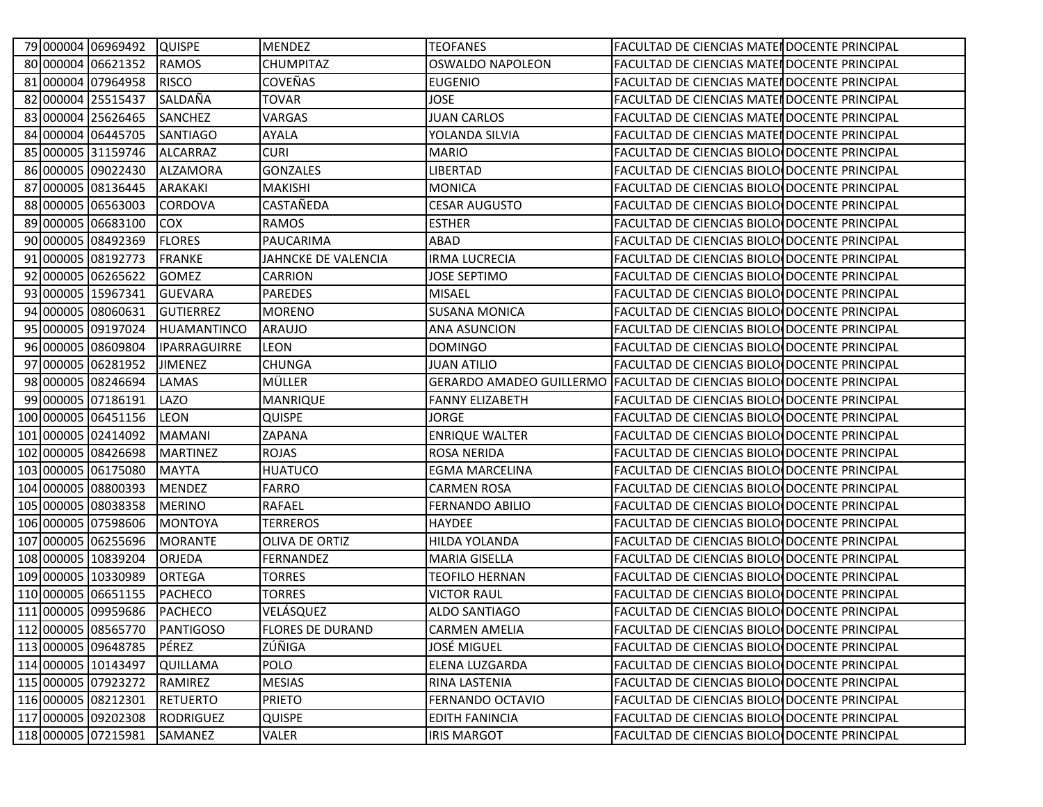| | | | | | | | |
|---|---|---|---|---|---|---|---|
| 79 | 000004 | 06969492 | QUISPE | MENDEZ | TEOFANES | FACULTAD DE CIENCIAS MATEI | DOCENTE PRINCIPAL |
| 80 | 000004 | 06621352 | RAMOS | CHUMPITAZ | OSWALDO NAPOLEON | FACULTAD DE CIENCIAS MATEI | DOCENTE PRINCIPAL |
| 81 | 000004 | 07964958 | RISCO | COVEÑAS | EUGENIO | FACULTAD DE CIENCIAS MATEI | DOCENTE PRINCIPAL |
| 82 | 000004 | 25515437 | SALDAÑA | TOVAR | JOSE | FACULTAD DE CIENCIAS MATEI | DOCENTE PRINCIPAL |
| 83 | 000004 | 25626465 | SANCHEZ | VARGAS | JUAN CARLOS | FACULTAD DE CIENCIAS MATEI | DOCENTE PRINCIPAL |
| 84 | 000004 | 06445705 | SANTIAGO | AYALA | YOLANDA SILVIA | FACULTAD DE CIENCIAS MATEI | DOCENTE PRINCIPAL |
| 85 | 000005 | 31159746 | ALCARRAZ | CURI | MARIO | FACULTAD DE CIENCIAS BIOLO | DOCENTE PRINCIPAL |
| 86 | 000005 | 09022430 | ALZAMORA | GONZALES | LIBERTAD | FACULTAD DE CIENCIAS BIOLO | DOCENTE PRINCIPAL |
| 87 | 000005 | 08136445 | ARAKAKI | MAKISHI | MONICA | FACULTAD DE CIENCIAS BIOLO | DOCENTE PRINCIPAL |
| 88 | 000005 | 06563003 | CORDOVA | CASTAÑEDA | CESAR AUGUSTO | FACULTAD DE CIENCIAS BIOLO | DOCENTE PRINCIPAL |
| 89 | 000005 | 06683100 | COX | RAMOS | ESTHER | FACULTAD DE CIENCIAS BIOLO | DOCENTE PRINCIPAL |
| 90 | 000005 | 08492369 | FLORES | PAUCARIMA | ABAD | FACULTAD DE CIENCIAS BIOLO | DOCENTE PRINCIPAL |
| 91 | 000005 | 08192773 | FRANKE | JAHNCKE DE VALENCIA | IRMA LUCRECIA | FACULTAD DE CIENCIAS BIOLO | DOCENTE PRINCIPAL |
| 92 | 000005 | 06265622 | GOMEZ | CARRION | JOSE SEPTIMO | FACULTAD DE CIENCIAS BIOLO | DOCENTE PRINCIPAL |
| 93 | 000005 | 15967341 | GUEVARA | PAREDES | MISAEL | FACULTAD DE CIENCIAS BIOLO | DOCENTE PRINCIPAL |
| 94 | 000005 | 08060631 | GUTIERREZ | MORENO | SUSANA MONICA | FACULTAD DE CIENCIAS BIOLO | DOCENTE PRINCIPAL |
| 95 | 000005 | 09197024 | HUAMANTINCO | ARAUJO | ANA ASUNCION | FACULTAD DE CIENCIAS BIOLO | DOCENTE PRINCIPAL |
| 96 | 000005 | 08609804 | IPARRAGUIRRE | LEON | DOMINGO | FACULTAD DE CIENCIAS BIOLO | DOCENTE PRINCIPAL |
| 97 | 000005 | 06281952 | JIMENEZ | CHUNGA | JUAN ATILIO | FACULTAD DE CIENCIAS BIOLO | DOCENTE PRINCIPAL |
| 98 | 000005 | 08246694 | LAMAS | MÜLLER | GERARDO AMADEO GUILLERMO | FACULTAD DE CIENCIAS BIOLO | DOCENTE PRINCIPAL |
| 99 | 000005 | 07186191 | LAZO | MANRIQUE | FANNY ELIZABETH | FACULTAD DE CIENCIAS BIOLO | DOCENTE PRINCIPAL |
| 100 | 000005 | 06451156 | LEON | QUISPE | JORGE | FACULTAD DE CIENCIAS BIOLO | DOCENTE PRINCIPAL |
| 101 | 000005 | 02414092 | MAMANI | ZAPANA | ENRIQUE WALTER | FACULTAD DE CIENCIAS BIOLO | DOCENTE PRINCIPAL |
| 102 | 000005 | 08426698 | MARTINEZ | ROJAS | ROSA NERIDA | FACULTAD DE CIENCIAS BIOLO | DOCENTE PRINCIPAL |
| 103 | 000005 | 06175080 | MAYTA | HUATUCO | EGMA MARCELINA | FACULTAD DE CIENCIAS BIOLO | DOCENTE PRINCIPAL |
| 104 | 000005 | 08800393 | MENDEZ | FARRO | CARMEN ROSA | FACULTAD DE CIENCIAS BIOLO | DOCENTE PRINCIPAL |
| 105 | 000005 | 08038358 | MERINO | RAFAEL | FERNANDO ABILIO | FACULTAD DE CIENCIAS BIOLO | DOCENTE PRINCIPAL |
| 106 | 000005 | 07598606 | MONTOYA | TERREROS | HAYDEE | FACULTAD DE CIENCIAS BIOLO | DOCENTE PRINCIPAL |
| 107 | 000005 | 06255696 | MORANTE | OLIVA DE ORTIZ | HILDA YOLANDA | FACULTAD DE CIENCIAS BIOLO | DOCENTE PRINCIPAL |
| 108 | 000005 | 10839204 | ORJEDA | FERNANDEZ | MARIA GISELLA | FACULTAD DE CIENCIAS BIOLO | DOCENTE PRINCIPAL |
| 109 | 000005 | 10330989 | ORTEGA | TORRES | TEOFILO HERNAN | FACULTAD DE CIENCIAS BIOLO | DOCENTE PRINCIPAL |
| 110 | 000005 | 06651155 | PACHECO | TORRES | VICTOR RAUL | FACULTAD DE CIENCIAS BIOLO | DOCENTE PRINCIPAL |
| 111 | 000005 | 09959686 | PACHECO | VELÁSQUEZ | ALDO SANTIAGO | FACULTAD DE CIENCIAS BIOLO | DOCENTE PRINCIPAL |
| 112 | 000005 | 08565770 | PANTIGOSO | FLORES DE DURAND | CARMEN AMELIA | FACULTAD DE CIENCIAS BIOLO | DOCENTE PRINCIPAL |
| 113 | 000005 | 09648785 | PÉREZ | ZÚÑIGA | JOSÉ MIGUEL | FACULTAD DE CIENCIAS BIOLO | DOCENTE PRINCIPAL |
| 114 | 000005 | 10143497 | QUILLAMA | POLO | ELENA LUZGARDA | FACULTAD DE CIENCIAS BIOLO | DOCENTE PRINCIPAL |
| 115 | 000005 | 07923272 | RAMIREZ | MESIAS | RINA LASTENIA | FACULTAD DE CIENCIAS BIOLO | DOCENTE PRINCIPAL |
| 116 | 000005 | 08212301 | RETUERTO | PRIETO | FERNANDO OCTAVIO | FACULTAD DE CIENCIAS BIOLO | DOCENTE PRINCIPAL |
| 117 | 000005 | 09202308 | RODRIGUEZ | QUISPE | EDITH FANINCIA | FACULTAD DE CIENCIAS BIOLO | DOCENTE PRINCIPAL |
| 118 | 000005 | 07215981 | SAMANEZ | VALER | IRIS MARGOT | FACULTAD DE CIENCIAS BIOLO | DOCENTE PRINCIPAL |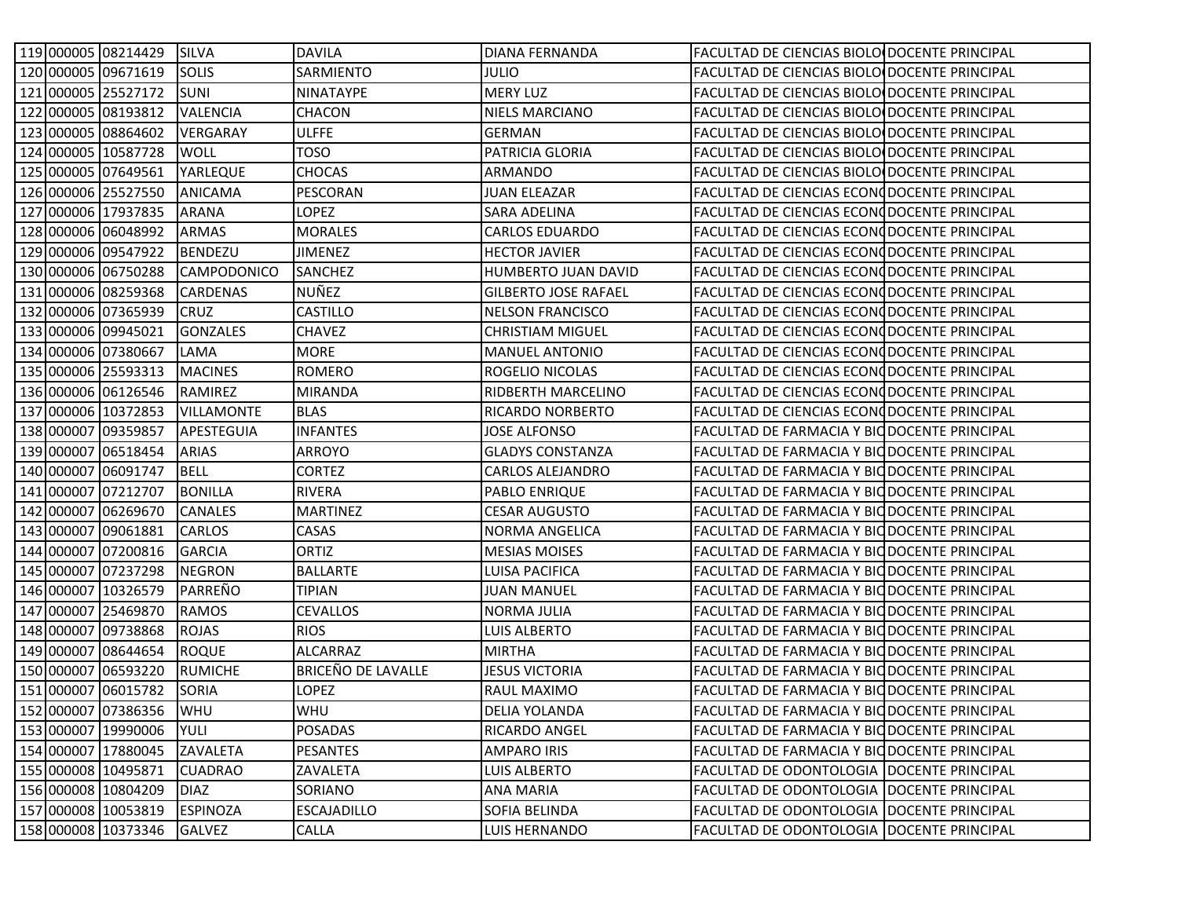| | | | | | | | |
|---|---|---|---|---|---|---|---|
| 119 | 000005 | 08214429 | SILVA | DAVILA | DIANA FERNANDA | FACULTAD DE CIENCIAS BIOLO | DOCENTE PRINCIPAL |
| 120 | 000005 | 09671619 | SOLIS | SARMIENTO | JULIO | FACULTAD DE CIENCIAS BIOLO | DOCENTE PRINCIPAL |
| 121 | 000005 | 25527172 | SUNI | NINATAYPE | MERY LUZ | FACULTAD DE CIENCIAS BIOLO | DOCENTE PRINCIPAL |
| 122 | 000005 | 08193812 | VALENCIA | CHACON | NIELS MARCIANO | FACULTAD DE CIENCIAS BIOLO | DOCENTE PRINCIPAL |
| 123 | 000005 | 08864602 | VERGARAY | ULFFE | GERMAN | FACULTAD DE CIENCIAS BIOLO | DOCENTE PRINCIPAL |
| 124 | 000005 | 10587728 | WOLL | TOSO | PATRICIA GLORIA | FACULTAD DE CIENCIAS BIOLO | DOCENTE PRINCIPAL |
| 125 | 000005 | 07649561 | YARLEQUE | CHOCAS | ARMANDO | FACULTAD DE CIENCIAS BIOLO | DOCENTE PRINCIPAL |
| 126 | 000006 | 25527550 | ANICAMA | PESCORAN | JUAN ELEAZAR | FACULTAD DE CIENCIAS ECONO | DOCENTE PRINCIPAL |
| 127 | 000006 | 17937835 | ARANA | LOPEZ | SARA ADELINA | FACULTAD DE CIENCIAS ECONO | DOCENTE PRINCIPAL |
| 128 | 000006 | 06048992 | ARMAS | MORALES | CARLOS EDUARDO | FACULTAD DE CIENCIAS ECONO | DOCENTE PRINCIPAL |
| 129 | 000006 | 09547922 | BENDEZU | JIMENEZ | HECTOR JAVIER | FACULTAD DE CIENCIAS ECONO | DOCENTE PRINCIPAL |
| 130 | 000006 | 06750288 | CAMPODONICO | SANCHEZ | HUMBERTO JUAN DAVID | FACULTAD DE CIENCIAS ECONO | DOCENTE PRINCIPAL |
| 131 | 000006 | 08259368 | CARDENAS | NUÑEZ | GILBERTO JOSE RAFAEL | FACULTAD DE CIENCIAS ECONO | DOCENTE PRINCIPAL |
| 132 | 000006 | 07365939 | CRUZ | CASTILLO | NELSON FRANCISCO | FACULTAD DE CIENCIAS ECONO | DOCENTE PRINCIPAL |
| 133 | 000006 | 09945021 | GONZALES | CHAVEZ | CHRISTIAM MIGUEL | FACULTAD DE CIENCIAS ECONO | DOCENTE PRINCIPAL |
| 134 | 000006 | 07380667 | LAMA | MORE | MANUEL ANTONIO | FACULTAD DE CIENCIAS ECONO | DOCENTE PRINCIPAL |
| 135 | 000006 | 25593313 | MACINES | ROMERO | ROGELIO NICOLAS | FACULTAD DE CIENCIAS ECONO | DOCENTE PRINCIPAL |
| 136 | 000006 | 06126546 | RAMIREZ | MIRANDA | RIDBERTH MARCELINO | FACULTAD DE CIENCIAS ECONO | DOCENTE PRINCIPAL |
| 137 | 000006 | 10372853 | VILLAMONTE | BLAS | RICARDO NORBERTO | FACULTAD DE CIENCIAS ECONO | DOCENTE PRINCIPAL |
| 138 | 000007 | 09359857 | APESTEGUIA | INFANTES | JOSE ALFONSO | FACULTAD DE FARMACIA Y BIO | DOCENTE PRINCIPAL |
| 139 | 000007 | 06518454 | ARIAS | ARROYO | GLADYS CONSTANZA | FACULTAD DE FARMACIA Y BIO | DOCENTE PRINCIPAL |
| 140 | 000007 | 06091747 | BELL | CORTEZ | CARLOS ALEJANDRO | FACULTAD DE FARMACIA Y BIO | DOCENTE PRINCIPAL |
| 141 | 000007 | 07212707 | BONILLA | RIVERA | PABLO ENRIQUE | FACULTAD DE FARMACIA Y BIO | DOCENTE PRINCIPAL |
| 142 | 000007 | 06269670 | CANALES | MARTINEZ | CESAR AUGUSTO | FACULTAD DE FARMACIA Y BIO | DOCENTE PRINCIPAL |
| 143 | 000007 | 09061881 | CARLOS | CASAS | NORMA ANGELICA | FACULTAD DE FARMACIA Y BIO | DOCENTE PRINCIPAL |
| 144 | 000007 | 07200816 | GARCIA | ORTIZ | MESIAS MOISES | FACULTAD DE FARMACIA Y BIO | DOCENTE PRINCIPAL |
| 145 | 000007 | 07237298 | NEGRON | BALLARTE | LUISA PACIFICA | FACULTAD DE FARMACIA Y BIO | DOCENTE PRINCIPAL |
| 146 | 000007 | 10326579 | PARREÑO | TIPIAN | JUAN MANUEL | FACULTAD DE FARMACIA Y BIO | DOCENTE PRINCIPAL |
| 147 | 000007 | 25469870 | RAMOS | CEVALLOS | NORMA JULIA | FACULTAD DE FARMACIA Y BIO | DOCENTE PRINCIPAL |
| 148 | 000007 | 09738868 | ROJAS | RIOS | LUIS ALBERTO | FACULTAD DE FARMACIA Y BIO | DOCENTE PRINCIPAL |
| 149 | 000007 | 08644654 | ROQUE | ALCARRAZ | MIRTHA | FACULTAD DE FARMACIA Y BIO | DOCENTE PRINCIPAL |
| 150 | 000007 | 06593220 | RUMICHE | BRICEÑO DE LAVALLE | JESUS VICTORIA | FACULTAD DE FARMACIA Y BIO | DOCENTE PRINCIPAL |
| 151 | 000007 | 06015782 | SORIA | LOPEZ | RAUL MAXIMO | FACULTAD DE FARMACIA Y BIO | DOCENTE PRINCIPAL |
| 152 | 000007 | 07386356 | WHU | WHU | DELIA YOLANDA | FACULTAD DE FARMACIA Y BIO | DOCENTE PRINCIPAL |
| 153 | 000007 | 19990006 | YULI | POSADAS | RICARDO ANGEL | FACULTAD DE FARMACIA Y BIO | DOCENTE PRINCIPAL |
| 154 | 000007 | 17880045 | ZAVALETA | PESANTES | AMPARO IRIS | FACULTAD DE FARMACIA Y BIO | DOCENTE PRINCIPAL |
| 155 | 000008 | 10495871 | CUADRAO | ZAVALETA | LUIS ALBERTO | FACULTAD DE ODONTOLOGIA | DOCENTE PRINCIPAL |
| 156 | 000008 | 10804209 | DIAZ | SORIANO | ANA MARIA | FACULTAD DE ODONTOLOGIA | DOCENTE PRINCIPAL |
| 157 | 000008 | 10053819 | ESPINOZA | ESCAJADILLO | SOFIA BELINDA | FACULTAD DE ODONTOLOGIA | DOCENTE PRINCIPAL |
| 158 | 000008 | 10373346 | GALVEZ | CALLA | LUIS HERNANDO | FACULTAD DE ODONTOLOGIA | DOCENTE PRINCIPAL |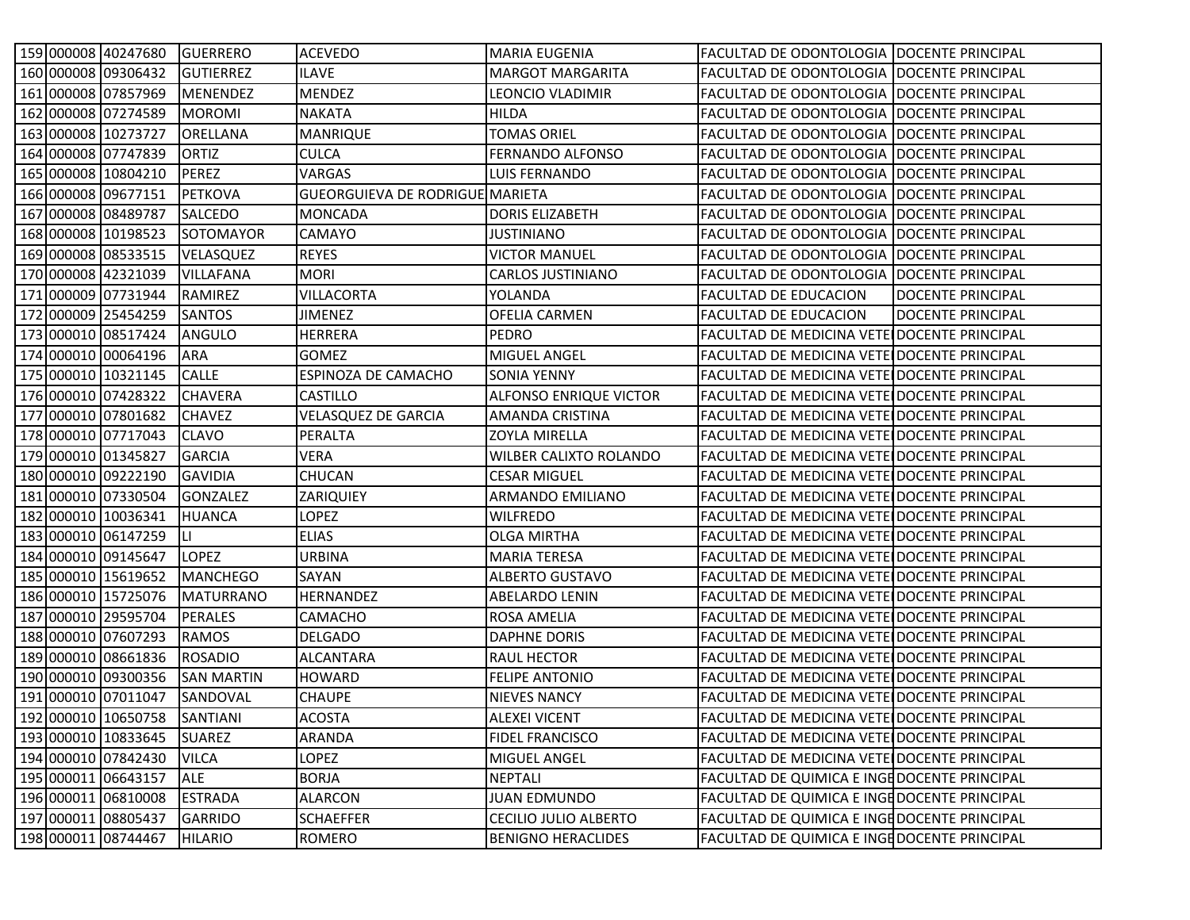| | | | | | | | |
|---|---|---|---|---|---|---|---|
| 159 | 000008 | 40247680 | GUERRERO | ACEVEDO | MARIA EUGENIA | FACULTAD DE ODONTOLOGIA | DOCENTE PRINCIPAL |
| 160 | 000008 | 09306432 | GUTIERREZ | ILAVE | MARGOT MARGARITA | FACULTAD DE ODONTOLOGIA | DOCENTE PRINCIPAL |
| 161 | 000008 | 07857969 | MENENDEZ | MENDEZ | LEONCIO VLADIMIR | FACULTAD DE ODONTOLOGIA | DOCENTE PRINCIPAL |
| 162 | 000008 | 07274589 | MOROMI | NAKATA | HILDA | FACULTAD DE ODONTOLOGIA | DOCENTE PRINCIPAL |
| 163 | 000008 | 10273727 | ORELLANA | MANRIQUE | TOMAS ORIEL | FACULTAD DE ODONTOLOGIA | DOCENTE PRINCIPAL |
| 164 | 000008 | 07747839 | ORTIZ | CULCA | FERNANDO ALFONSO | FACULTAD DE ODONTOLOGIA | DOCENTE PRINCIPAL |
| 165 | 000008 | 10804210 | PEREZ | VARGAS | LUIS FERNANDO | FACULTAD DE ODONTOLOGIA | DOCENTE PRINCIPAL |
| 166 | 000008 | 09677151 | PETKOVA | GUEORGUIEVA DE RODRIGUE | MARIETA | FACULTAD DE ODONTOLOGIA | DOCENTE PRINCIPAL |
| 167 | 000008 | 08489787 | SALCEDO | MONCADA | DORIS ELIZABETH | FACULTAD DE ODONTOLOGIA | DOCENTE PRINCIPAL |
| 168 | 000008 | 10198523 | SOTOMAYOR | CAMAYO | JUSTINIANO | FACULTAD DE ODONTOLOGIA | DOCENTE PRINCIPAL |
| 169 | 000008 | 08533515 | VELASQUEZ | REYES | VICTOR MANUEL | FACULTAD DE ODONTOLOGIA | DOCENTE PRINCIPAL |
| 170 | 000008 | 42321039 | VILLAFANA | MORI | CARLOS JUSTINIANO | FACULTAD DE ODONTOLOGIA | DOCENTE PRINCIPAL |
| 171 | 000009 | 07731944 | RAMIREZ | VILLACORTA | YOLANDA | FACULTAD DE EDUCACION | DOCENTE PRINCIPAL |
| 172 | 000009 | 25454259 | SANTOS | JIMENEZ | OFELIA CARMEN | FACULTAD DE EDUCACION | DOCENTE PRINCIPAL |
| 173 | 000010 | 08517424 | ANGULO | HERRERA | PEDRO | FACULTAD DE MEDICINA VETE | DOCENTE PRINCIPAL |
| 174 | 000010 | 00064196 | ARA | GOMEZ | MIGUEL ANGEL | FACULTAD DE MEDICINA VETE | DOCENTE PRINCIPAL |
| 175 | 000010 | 10321145 | CALLE | ESPINOZA DE CAMACHO | SONIA YENNY | FACULTAD DE MEDICINA VETE | DOCENTE PRINCIPAL |
| 176 | 000010 | 07428322 | CHAVERA | CASTILLO | ALFONSO ENRIQUE VICTOR | FACULTAD DE MEDICINA VETE | DOCENTE PRINCIPAL |
| 177 | 000010 | 07801682 | CHAVEZ | VELASQUEZ DE GARCIA | AMANDA CRISTINA | FACULTAD DE MEDICINA VETE | DOCENTE PRINCIPAL |
| 178 | 000010 | 07717043 | CLAVO | PERALTA | ZOYLA MIRELLA | FACULTAD DE MEDICINA VETE | DOCENTE PRINCIPAL |
| 179 | 000010 | 01345827 | GARCIA | VERA | WILBER CALIXTO ROLANDO | FACULTAD DE MEDICINA VETE | DOCENTE PRINCIPAL |
| 180 | 000010 | 09222190 | GAVIDIA | CHUCAN | CESAR MIGUEL | FACULTAD DE MEDICINA VETE | DOCENTE PRINCIPAL |
| 181 | 000010 | 07330504 | GONZALEZ | ZARIQUIEY | ARMANDO EMILIANO | FACULTAD DE MEDICINA VETE | DOCENTE PRINCIPAL |
| 182 | 000010 | 10036341 | HUANCA | LOPEZ | WILFREDO | FACULTAD DE MEDICINA VETE | DOCENTE PRINCIPAL |
| 183 | 000010 | 06147259 | LI | ELIAS | OLGA MIRTHA | FACULTAD DE MEDICINA VETE | DOCENTE PRINCIPAL |
| 184 | 000010 | 09145647 | LOPEZ | URBINA | MARIA TERESA | FACULTAD DE MEDICINA VETE | DOCENTE PRINCIPAL |
| 185 | 000010 | 15619652 | MANCHEGO | SAYAN | ALBERTO GUSTAVO | FACULTAD DE MEDICINA VETE | DOCENTE PRINCIPAL |
| 186 | 000010 | 15725076 | MATURRANO | HERNANDEZ | ABELARDO LENIN | FACULTAD DE MEDICINA VETE | DOCENTE PRINCIPAL |
| 187 | 000010 | 29595704 | PERALES | CAMACHO | ROSA AMELIA | FACULTAD DE MEDICINA VETE | DOCENTE PRINCIPAL |
| 188 | 000010 | 07607293 | RAMOS | DELGADO | DAPHNE DORIS | FACULTAD DE MEDICINA VETE | DOCENTE PRINCIPAL |
| 189 | 000010 | 08661836 | ROSADIO | ALCANTARA | RAUL HECTOR | FACULTAD DE MEDICINA VETE | DOCENTE PRINCIPAL |
| 190 | 000010 | 09300356 | SAN MARTIN | HOWARD | FELIPE ANTONIO | FACULTAD DE MEDICINA VETE | DOCENTE PRINCIPAL |
| 191 | 000010 | 07011047 | SANDOVAL | CHAUPE | NIEVES NANCY | FACULTAD DE MEDICINA VETE | DOCENTE PRINCIPAL |
| 192 | 000010 | 10650758 | SANTIANI | ACOSTA | ALEXEI VICENT | FACULTAD DE MEDICINA VETE | DOCENTE PRINCIPAL |
| 193 | 000010 | 10833645 | SUAREZ | ARANDA | FIDEL FRANCISCO | FACULTAD DE MEDICINA VETE | DOCENTE PRINCIPAL |
| 194 | 000010 | 07842430 | VILCA | LOPEZ | MIGUEL ANGEL | FACULTAD DE MEDICINA VETE | DOCENTE PRINCIPAL |
| 195 | 000011 | 06643157 | ALE | BORJA | NEPTALI | FACULTAD DE QUIMICA E INGE | DOCENTE PRINCIPAL |
| 196 | 000011 | 06810008 | ESTRADA | ALARCON | JUAN EDMUNDO | FACULTAD DE QUIMICA E INGE | DOCENTE PRINCIPAL |
| 197 | 000011 | 08805437 | GARRIDO | SCHAEFFER | CECILIO JULIO ALBERTO | FACULTAD DE QUIMICA E INGE | DOCENTE PRINCIPAL |
| 198 | 000011 | 08744467 | HILARIO | ROMERO | BENIGNO HERACLIDES | FACULTAD DE QUIMICA E INGE | DOCENTE PRINCIPAL |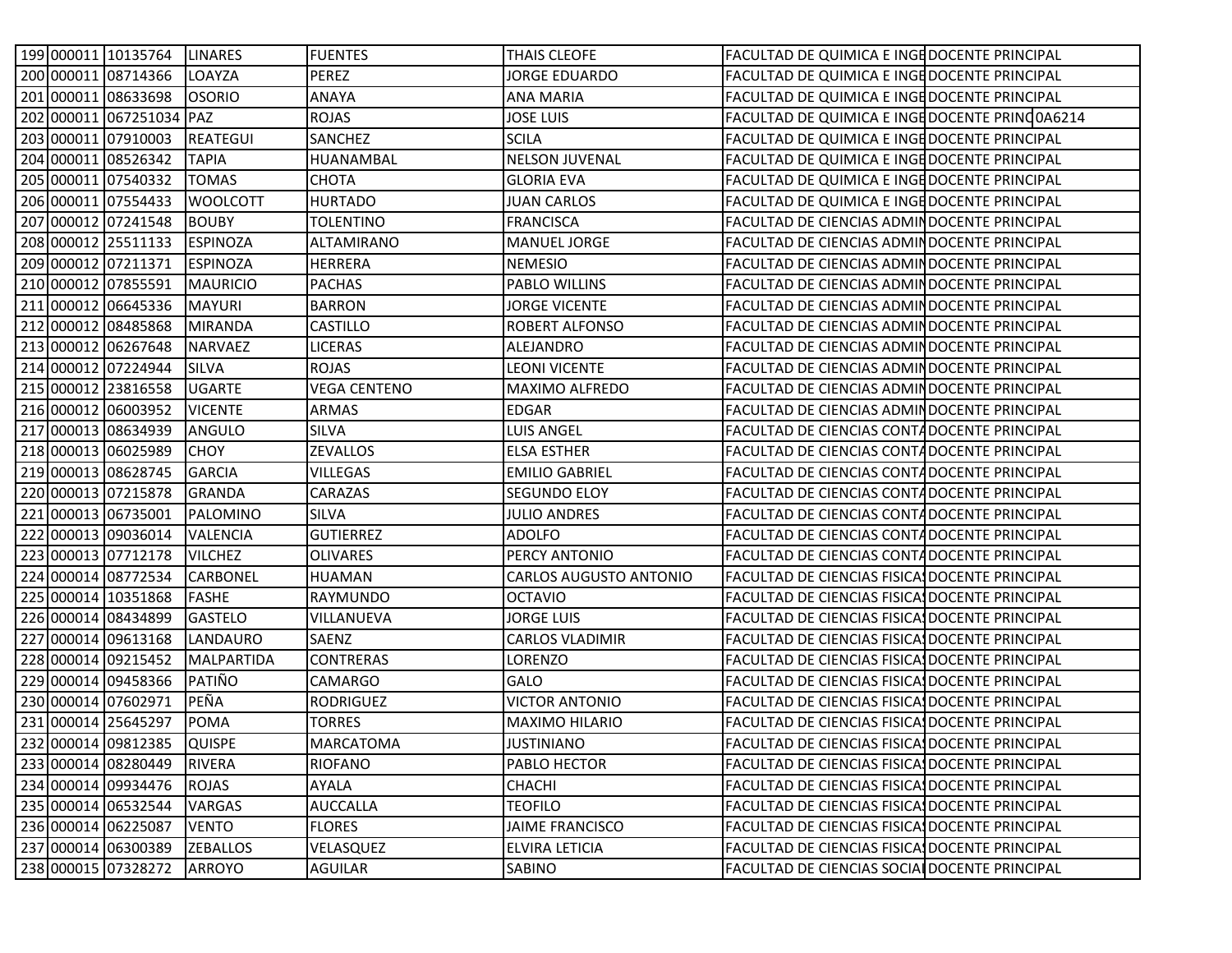| | | | | | | | | |
|---|---|---|---|---|---|---|---|---|
| 199 | 000011 | 10135764 | LINARES | FUENTES | THAIS CLEOFE | FACULTAD DE QUIMICA E INGE | DOCENTE PRINCIPAL | |
| 200 | 000011 | 08714366 | LOAYZA | PEREZ | JORGE EDUARDO | FACULTAD DE QUIMICA E INGE | DOCENTE PRINCIPAL | |
| 201 | 000011 | 08633698 | OSORIO | ANAYA | ANA MARIA | FACULTAD DE QUIMICA E INGE | DOCENTE PRINCIPAL | |
| 202 | 000011 | 067251034 | PAZ | ROJAS | JOSE LUIS | FACULTAD DE QUIMICA E INGE | DOCENTE PRINC | 0A6214 |
| 203 | 000011 | 07910003 | REATEGUI | SANCHEZ | SCILA | FACULTAD DE QUIMICA E INGE | DOCENTE PRINCIPAL | |
| 204 | 000011 | 08526342 | TAPIA | HUANAMBAL | NELSON JUVENAL | FACULTAD DE QUIMICA E INGE | DOCENTE PRINCIPAL | |
| 205 | 000011 | 07540332 | TOMAS | CHOTA | GLORIA EVA | FACULTAD DE QUIMICA E INGE | DOCENTE PRINCIPAL | |
| 206 | 000011 | 07554433 | WOOLCOTT | HURTADO | JUAN CARLOS | FACULTAD DE QUIMICA E INGE | DOCENTE PRINCIPAL | |
| 207 | 000012 | 07241548 | BOUBY | TOLENTINO | FRANCISCA | FACULTAD DE CIENCIAS ADMIN | DOCENTE PRINCIPAL | |
| 208 | 000012 | 25511133 | ESPINOZA | ALTAMIRANO | MANUEL JORGE | FACULTAD DE CIENCIAS ADMIN | DOCENTE PRINCIPAL | |
| 209 | 000012 | 07211371 | ESPINOZA | HERRERA | NEMESIO | FACULTAD DE CIENCIAS ADMIN | DOCENTE PRINCIPAL | |
| 210 | 000012 | 07855591 | MAURICIO | PACHAS | PABLO WILLINS | FACULTAD DE CIENCIAS ADMIN | DOCENTE PRINCIPAL | |
| 211 | 000012 | 06645336 | MAYURI | BARRON | JORGE VICENTE | FACULTAD DE CIENCIAS ADMIN | DOCENTE PRINCIPAL | |
| 212 | 000012 | 08485868 | MIRANDA | CASTILLO | ROBERT ALFONSO | FACULTAD DE CIENCIAS ADMIN | DOCENTE PRINCIPAL | |
| 213 | 000012 | 06267648 | NARVAEZ | LICERAS | ALEJANDRO | FACULTAD DE CIENCIAS ADMIN | DOCENTE PRINCIPAL | |
| 214 | 000012 | 07224944 | SILVA | ROJAS | LEONI VICENTE | FACULTAD DE CIENCIAS ADMIN | DOCENTE PRINCIPAL | |
| 215 | 000012 | 23816558 | UGARTE | VEGA CENTENO | MAXIMO ALFREDO | FACULTAD DE CIENCIAS ADMIN | DOCENTE PRINCIPAL | |
| 216 | 000012 | 06003952 | VICENTE | ARMAS | EDGAR | FACULTAD DE CIENCIAS ADMIN | DOCENTE PRINCIPAL | |
| 217 | 000013 | 08634939 | ANGULO | SILVA | LUIS ANGEL | FACULTAD DE CIENCIAS CONTA | DOCENTE PRINCIPAL | |
| 218 | 000013 | 06025989 | CHOY | ZEVALLOS | ELSA ESTHER | FACULTAD DE CIENCIAS CONTA | DOCENTE PRINCIPAL | |
| 219 | 000013 | 08628745 | GARCIA | VILLEGAS | EMILIO GABRIEL | FACULTAD DE CIENCIAS CONTA | DOCENTE PRINCIPAL | |
| 220 | 000013 | 07215878 | GRANDA | CARAZAS | SEGUNDO ELOY | FACULTAD DE CIENCIAS CONTA | DOCENTE PRINCIPAL | |
| 221 | 000013 | 06735001 | PALOMINO | SILVA | JULIO ANDRES | FACULTAD DE CIENCIAS CONTA | DOCENTE PRINCIPAL | |
| 222 | 000013 | 09036014 | VALENCIA | GUTIERREZ | ADOLFO | FACULTAD DE CIENCIAS CONTA | DOCENTE PRINCIPAL | |
| 223 | 000013 | 07712178 | VILCHEZ | OLIVARES | PERCY ANTONIO | FACULTAD DE CIENCIAS CONTA | DOCENTE PRINCIPAL | |
| 224 | 000014 | 08772534 | CARBONEL | HUAMAN | CARLOS AUGUSTO ANTONIO | FACULTAD DE CIENCIAS FISICAS | DOCENTE PRINCIPAL | |
| 225 | 000014 | 10351868 | FASHE | RAYMUNDO | OCTAVIO | FACULTAD DE CIENCIAS FISICAS | DOCENTE PRINCIPAL | |
| 226 | 000014 | 08434899 | GASTELO | VILLANUEVA | JORGE LUIS | FACULTAD DE CIENCIAS FISICAS | DOCENTE PRINCIPAL | |
| 227 | 000014 | 09613168 | LANDAURO | SAENZ | CARLOS VLADIMIR | FACULTAD DE CIENCIAS FISICAS | DOCENTE PRINCIPAL | |
| 228 | 000014 | 09215452 | MALPARTIDA | CONTRERAS | LORENZO | FACULTAD DE CIENCIAS FISICAS | DOCENTE PRINCIPAL | |
| 229 | 000014 | 09458366 | PATIÑO | CAMARGO | GALO | FACULTAD DE CIENCIAS FISICAS | DOCENTE PRINCIPAL | |
| 230 | 000014 | 07602971 | PEÑA | RODRIGUEZ | VICTOR ANTONIO | FACULTAD DE CIENCIAS FISICAS | DOCENTE PRINCIPAL | |
| 231 | 000014 | 25645297 | POMA | TORRES | MAXIMO HILARIO | FACULTAD DE CIENCIAS FISICAS | DOCENTE PRINCIPAL | |
| 232 | 000014 | 09812385 | QUISPE | MARCATOMA | JUSTINIANO | FACULTAD DE CIENCIAS FISICAS | DOCENTE PRINCIPAL | |
| 233 | 000014 | 08280449 | RIVERA | RIOFANO | PABLO HECTOR | FACULTAD DE CIENCIAS FISICAS | DOCENTE PRINCIPAL | |
| 234 | 000014 | 09934476 | ROJAS | AYALA | CHACHI | FACULTAD DE CIENCIAS FISICAS | DOCENTE PRINCIPAL | |
| 235 | 000014 | 06532544 | VARGAS | AUCCALLA | TEOFILO | FACULTAD DE CIENCIAS FISICAS | DOCENTE PRINCIPAL | |
| 236 | 000014 | 06225087 | VENTO | FLORES | JAIME FRANCISCO | FACULTAD DE CIENCIAS FISICAS | DOCENTE PRINCIPAL | |
| 237 | 000014 | 06300389 | ZEBALLOS | VELASQUEZ | ELVIRA LETICIA | FACULTAD DE CIENCIAS FISICAS | DOCENTE PRINCIPAL | |
| 238 | 000015 | 07328272 | ARROYO | AGUILAR | SABINO | FACULTAD DE CIENCIAS SOCIAL | DOCENTE PRINCIPAL | |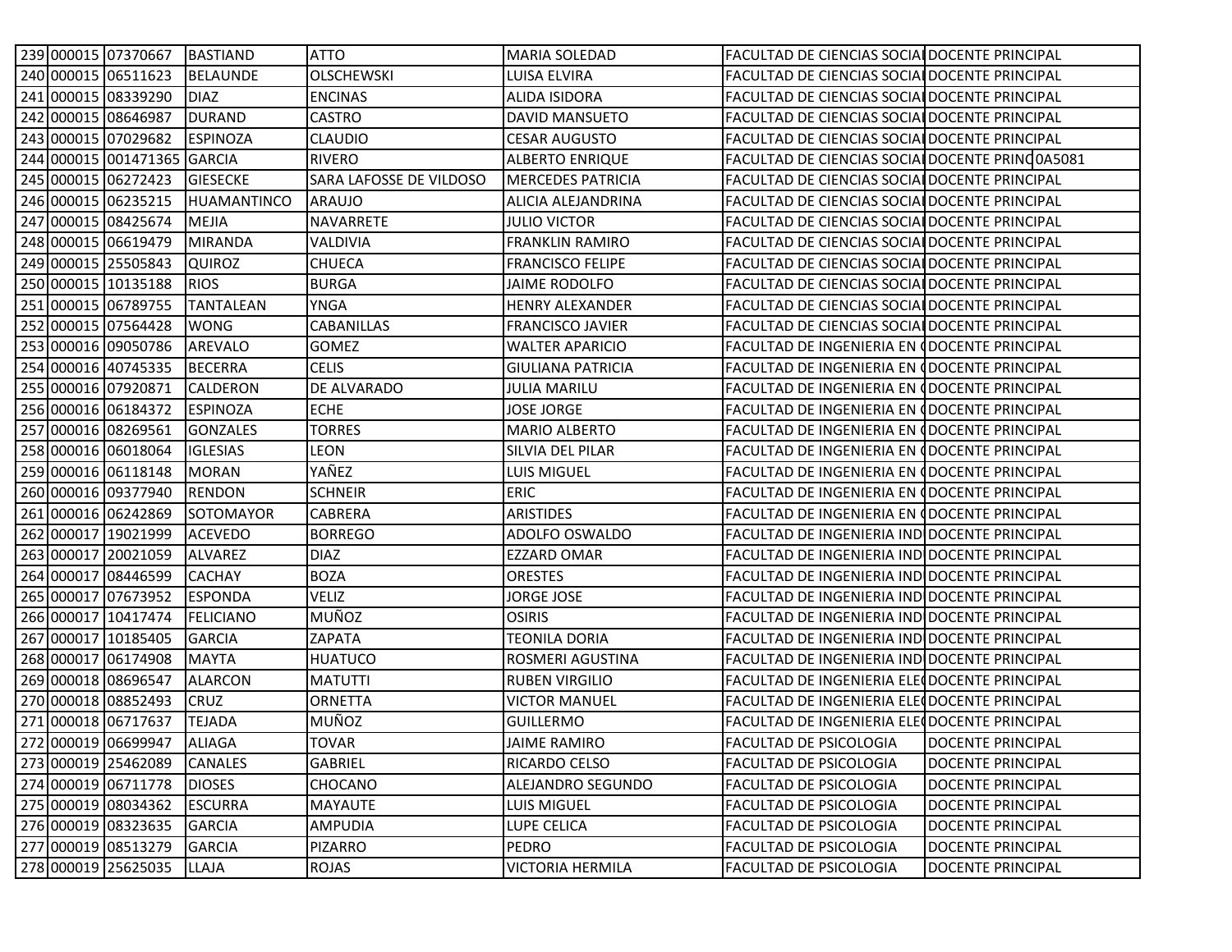| | | | | | | | | |
|---|---|---|---|---|---|---|---|---|
| 239 | 000015 | 07370667 | BASTIAND | ATTO | MARIA SOLEDAD | FACULTAD DE CIENCIAS SOCIAL | DOCENTE PRINCIPAL | |
| 240 | 000015 | 06511623 | BELAUNDE | OLSCHEWSKI | LUISA ELVIRA | FACULTAD DE CIENCIAS SOCIAL | DOCENTE PRINCIPAL | |
| 241 | 000015 | 08339290 | DIAZ | ENCINAS | ALIDA ISIDORA | FACULTAD DE CIENCIAS SOCIAL | DOCENTE PRINCIPAL | |
| 242 | 000015 | 08646987 | DURAND | CASTRO | DAVID MANSUETO | FACULTAD DE CIENCIAS SOCIAL | DOCENTE PRINCIPAL | |
| 243 | 000015 | 07029682 | ESPINOZA | CLAUDIO | CESAR AUGUSTO | FACULTAD DE CIENCIAS SOCIAL | DOCENTE PRINCIPAL | |
| 244 | 000015 | 001471365 | GARCIA | RIVERO | ALBERTO ENRIQUE | FACULTAD DE CIENCIAS SOCIAL | DOCENTE PRINC | 0A5081 |
| 245 | 000015 | 06272423 | GIESECKE | SARA LAFOSSE DE VILDOSO | MERCEDES PATRICIA | FACULTAD DE CIENCIAS SOCIAL | DOCENTE PRINCIPAL | |
| 246 | 000015 | 06235215 | HUAMANTINCO | ARAUJO | ALICIA ALEJANDRINA | FACULTAD DE CIENCIAS SOCIAL | DOCENTE PRINCIPAL | |
| 247 | 000015 | 08425674 | MEJIA | NAVARRETE | JULIO VICTOR | FACULTAD DE CIENCIAS SOCIAL | DOCENTE PRINCIPAL | |
| 248 | 000015 | 06619479 | MIRANDA | VALDIVIA | FRANKLIN RAMIRO | FACULTAD DE CIENCIAS SOCIAL | DOCENTE PRINCIPAL | |
| 249 | 000015 | 25505843 | QUIROZ | CHUECA | FRANCISCO FELIPE | FACULTAD DE CIENCIAS SOCIAL | DOCENTE PRINCIPAL | |
| 250 | 000015 | 10135188 | RIOS | BURGA | JAIME RODOLFO | FACULTAD DE CIENCIAS SOCIAL | DOCENTE PRINCIPAL | |
| 251 | 000015 | 06789755 | TANTALEAN | YNGA | HENRY ALEXANDER | FACULTAD DE CIENCIAS SOCIAL | DOCENTE PRINCIPAL | |
| 252 | 000015 | 07564428 | WONG | CABANILLAS | FRANCISCO JAVIER | FACULTAD DE CIENCIAS SOCIAL | DOCENTE PRINCIPAL | |
| 253 | 000016 | 09050786 | AREVALO | GOMEZ | WALTER APARICIO | FACULTAD DE INGENIERIA EN ( | DOCENTE PRINCIPAL | |
| 254 | 000016 | 40745335 | BECERRA | CELIS | GIULIANA PATRICIA | FACULTAD DE INGENIERIA EN ( | DOCENTE PRINCIPAL | |
| 255 | 000016 | 07920871 | CALDERON | DE ALVARADO | JULIA MARILU | FACULTAD DE INGENIERIA EN ( | DOCENTE PRINCIPAL | |
| 256 | 000016 | 06184372 | ESPINOZA | ECHE | JOSE JORGE | FACULTAD DE INGENIERIA EN ( | DOCENTE PRINCIPAL | |
| 257 | 000016 | 08269561 | GONZALES | TORRES | MARIO ALBERTO | FACULTAD DE INGENIERIA EN ( | DOCENTE PRINCIPAL | |
| 258 | 000016 | 06018064 | IGLESIAS | LEON | SILVIA DEL PILAR | FACULTAD DE INGENIERIA EN ( | DOCENTE PRINCIPAL | |
| 259 | 000016 | 06118148 | MORAN | YAÑEZ | LUIS MIGUEL | FACULTAD DE INGENIERIA EN ( | DOCENTE PRINCIPAL | |
| 260 | 000016 | 09377940 | RENDON | SCHNEIR | ERIC | FACULTAD DE INGENIERIA EN ( | DOCENTE PRINCIPAL | |
| 261 | 000016 | 06242869 | SOTOMAYOR | CABRERA | ARISTIDES | FACULTAD DE INGENIERIA EN ( | DOCENTE PRINCIPAL | |
| 262 | 000017 | 19021999 | ACEVEDO | BORREGO | ADOLFO OSWALDO | FACULTAD DE INGENIERIA IND | DOCENTE PRINCIPAL | |
| 263 | 000017 | 20021059 | ALVAREZ | DIAZ | EZZARD OMAR | FACULTAD DE INGENIERIA IND | DOCENTE PRINCIPAL | |
| 264 | 000017 | 08446599 | CACHAY | BOZA | ORESTES | FACULTAD DE INGENIERIA IND | DOCENTE PRINCIPAL | |
| 265 | 000017 | 07673952 | ESPONDA | VELIZ | JORGE JOSE | FACULTAD DE INGENIERIA IND | DOCENTE PRINCIPAL | |
| 266 | 000017 | 10417474 | FELICIANO | MUÑOZ | OSIRIS | FACULTAD DE INGENIERIA IND | DOCENTE PRINCIPAL | |
| 267 | 000017 | 10185405 | GARCIA | ZAPATA | TEONILA DORIA | FACULTAD DE INGENIERIA IND | DOCENTE PRINCIPAL | |
| 268 | 000017 | 06174908 | MAYTA | HUATUCO | ROSMERI AGUSTINA | FACULTAD DE INGENIERIA IND | DOCENTE PRINCIPAL | |
| 269 | 000018 | 08696547 | ALARCON | MATUTTI | RUBEN VIRGILIO | FACULTAD DE INGENIERIA ELE( | DOCENTE PRINCIPAL | |
| 270 | 000018 | 08852493 | CRUZ | ORNETTA | VICTOR MANUEL | FACULTAD DE INGENIERIA ELE( | DOCENTE PRINCIPAL | |
| 271 | 000018 | 06717637 | TEJADA | MUÑOZ | GUILLERMO | FACULTAD DE INGENIERIA ELE( | DOCENTE PRINCIPAL | |
| 272 | 000019 | 06699947 | ALIAGA | TOVAR | JAIME RAMIRO | FACULTAD DE PSICOLOGIA | DOCENTE PRINCIPAL | |
| 273 | 000019 | 25462089 | CANALES | GABRIEL | RICARDO CELSO | FACULTAD DE PSICOLOGIA | DOCENTE PRINCIPAL | |
| 274 | 000019 | 06711778 | DIOSES | CHOCANO | ALEJANDRO SEGUNDO | FACULTAD DE PSICOLOGIA | DOCENTE PRINCIPAL | |
| 275 | 000019 | 08034362 | ESCURRA | MAYAUTE | LUIS MIGUEL | FACULTAD DE PSICOLOGIA | DOCENTE PRINCIPAL | |
| 276 | 000019 | 08323635 | GARCIA | AMPUDIA | LUPE CELICA | FACULTAD DE PSICOLOGIA | DOCENTE PRINCIPAL | |
| 277 | 000019 | 08513279 | GARCIA | PIZARRO | PEDRO | FACULTAD DE PSICOLOGIA | DOCENTE PRINCIPAL | |
| 278 | 000019 | 25625035 | LLAJA | ROJAS | VICTORIA HERMILA | FACULTAD DE PSICOLOGIA | DOCENTE PRINCIPAL | |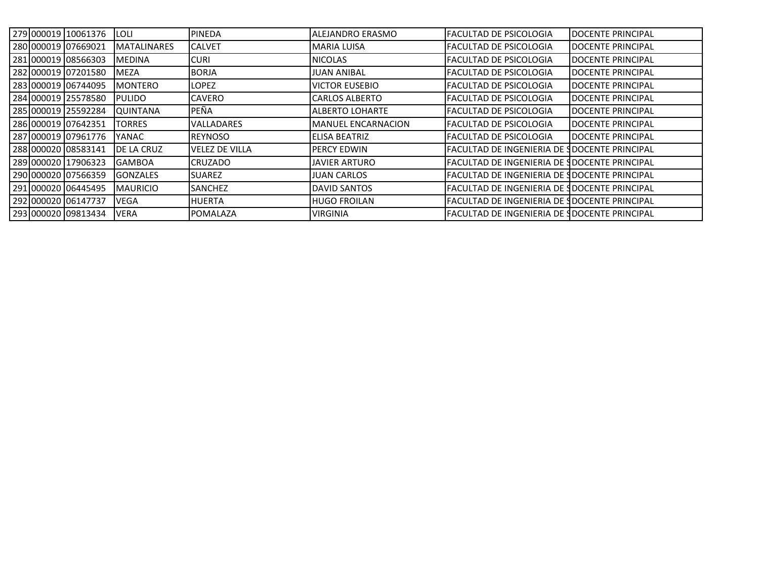| | | | | | | | |
|---|---|---|---|---|---|---|---|
| 279 | 000019 | 10061376 | LOLI | PINEDA | ALEJANDRO ERASMO | FACULTAD DE PSICOLOGIA | DOCENTE PRINCIPAL |
| 280 | 000019 | 07669021 | MATALINARES | CALVET | MARIA LUISA | FACULTAD DE PSICOLOGIA | DOCENTE PRINCIPAL |
| 281 | 000019 | 08566303 | MEDINA | CURI | NICOLAS | FACULTAD DE PSICOLOGIA | DOCENTE PRINCIPAL |
| 282 | 000019 | 07201580 | MEZA | BORJA | JUAN ANIBAL | FACULTAD DE PSICOLOGIA | DOCENTE PRINCIPAL |
| 283 | 000019 | 06744095 | MONTERO | LOPEZ | VICTOR EUSEBIO | FACULTAD DE PSICOLOGIA | DOCENTE PRINCIPAL |
| 284 | 000019 | 25578580 | PULIDO | CAVERO | CARLOS ALBERTO | FACULTAD DE PSICOLOGIA | DOCENTE PRINCIPAL |
| 285 | 000019 | 25592284 | QUINTANA | PEÑA | ALBERTO LOHARTE | FACULTAD DE PSICOLOGIA | DOCENTE PRINCIPAL |
| 286 | 000019 | 07642351 | TORRES | VALLADARES | MANUEL ENCARNACION | FACULTAD DE PSICOLOGIA | DOCENTE PRINCIPAL |
| 287 | 000019 | 07961776 | YANAC | REYNOSO | ELISA BEATRIZ | FACULTAD DE PSICOLOGIA | DOCENTE PRINCIPAL |
| 288 | 000020 | 08583141 | DE LA CRUZ | VELEZ DE VILLA | PERCY EDWIN | FACULTAD DE INGENIERIA DE S | DOCENTE PRINCIPAL |
| 289 | 000020 | 17906323 | GAMBOA | CRUZADO | JAVIER ARTURO | FACULTAD DE INGENIERIA DE S | DOCENTE PRINCIPAL |
| 290 | 000020 | 07566359 | GONZALES | SUAREZ | JUAN CARLOS | FACULTAD DE INGENIERIA DE S | DOCENTE PRINCIPAL |
| 291 | 000020 | 06445495 | MAURICIO | SANCHEZ | DAVID SANTOS | FACULTAD DE INGENIERIA DE S | DOCENTE PRINCIPAL |
| 292 | 000020 | 06147737 | VEGA | HUERTA | HUGO FROILAN | FACULTAD DE INGENIERIA DE S | DOCENTE PRINCIPAL |
| 293 | 000020 | 09813434 | VERA | POMALAZA | VIRGINIA | FACULTAD DE INGENIERIA DE S | DOCENTE PRINCIPAL |